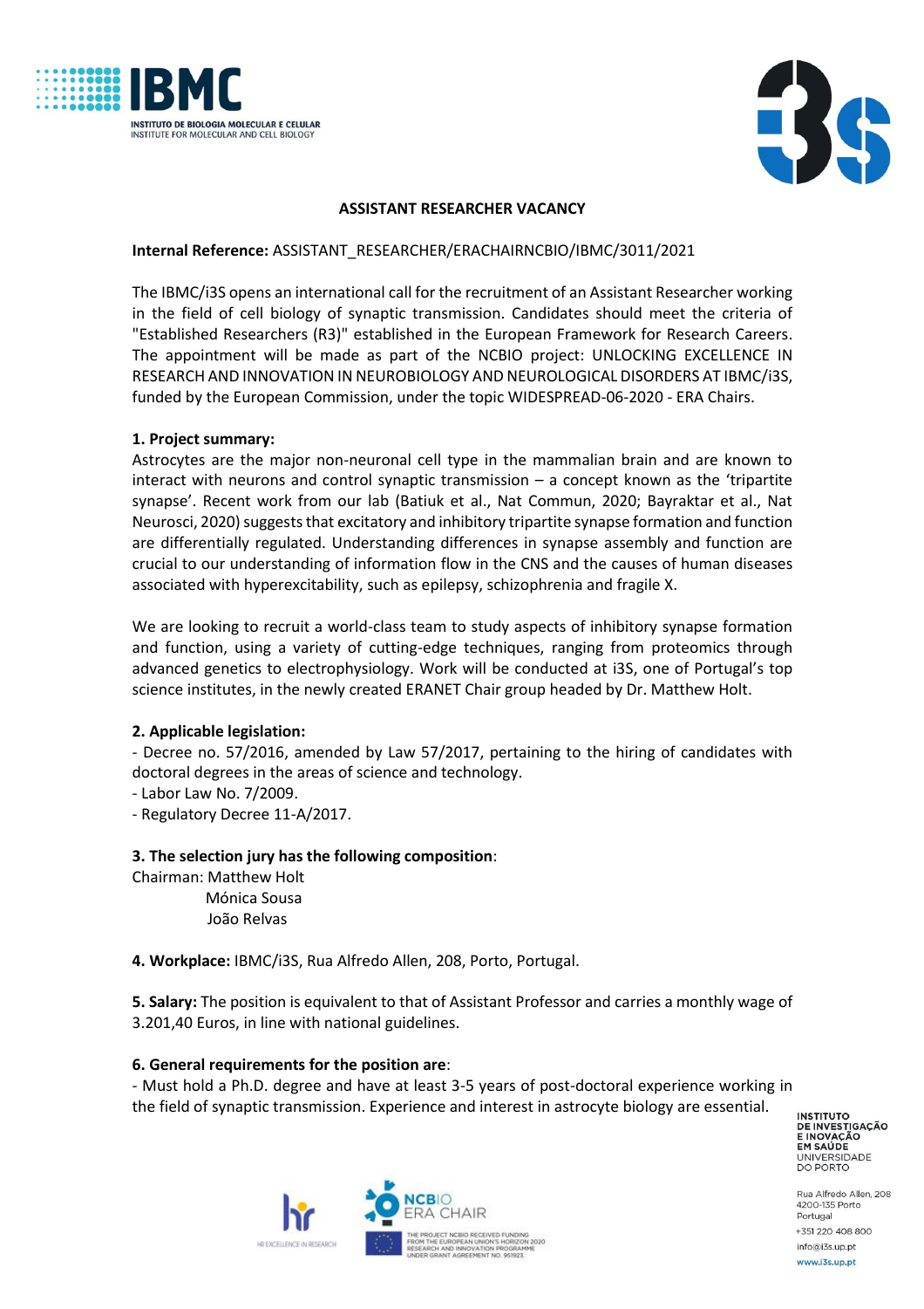**ASSISTANT RESEARCHER VACANCY**

**Internal Reference:** ASSISTANT_RESEARCHER/ERACHAIRNCBIO/IBMC/3011/2021

The IBMC/i3S opens an international call for the recruitment of an Assistant Researcher working in the field of cell biology of synaptic transmission. Candidates should meet the criteria of "Established Researchers (R3)" established in the European Framework for Research Careers. The appointment will be made as part of the NCBIO project: UNLOCKING EXCELLENCE IN RESEARCH AND INNOVATION IN NEUROBIOLOGY AND NEUROLOGICAL DISORDERS AT IBMC/i3S, funded by the European Commission, under the topic WIDESPREAD-06-2020 - ERA Chairs.

**1. Project summary:**

Astrocytes are the major non-neuronal cell type in the mammalian brain and are known to interact with neurons and control synaptic transmission – a concept known as the 'tripartite synapse'. Recent work from our lab (Batiuk et al., Nat Commun, 2020; Bayraktar et al., Nat Neurosci, 2020) suggests that excitatory and inhibitory tripartite synapse formation and function are differentially regulated. Understanding differences in synapse assembly and function are crucial to our understanding of information flow in the CNS and the causes of human diseases associated with hyperexcitability, such as epilepsy, schizophrenia and fragile X.

We are looking to recruit a world-class team to study aspects of inhibitory synapse formation and function, using a variety of cutting-edge techniques, ranging from proteomics through advanced genetics to electrophysiology. Work will be conducted at i3S, one of Portugal's top science institutes, in the newly created ERANET Chair group headed by Dr. Matthew Holt.

**2. Applicable legislation:**

- Decree no. 57/2016, amended by Law 57/2017, pertaining to the hiring of candidates with doctoral degrees in the areas of science and technology.
- Labor Law No. 7/2009.
- Regulatory Decree 11-A/2017.

**3. The selection jury has the following composition**:

Chairman: Matthew Holt
Mónica Sousa
João Relvas

**4. Workplace:** IBMC/i3S, Rua Alfredo Allen, 208, Porto, Portugal.

**5. Salary:** The position is equivalent to that of Assistant Professor and carries a monthly wage of 3.201,40 Euros, in line with national guidelines.

**6. General requirements for the position are**:

- Must hold a Ph.D. degree and have at least 3-5 years of post-doctoral experience working in the field of synaptic transmission. Experience and interest in astrocyte biology are essential.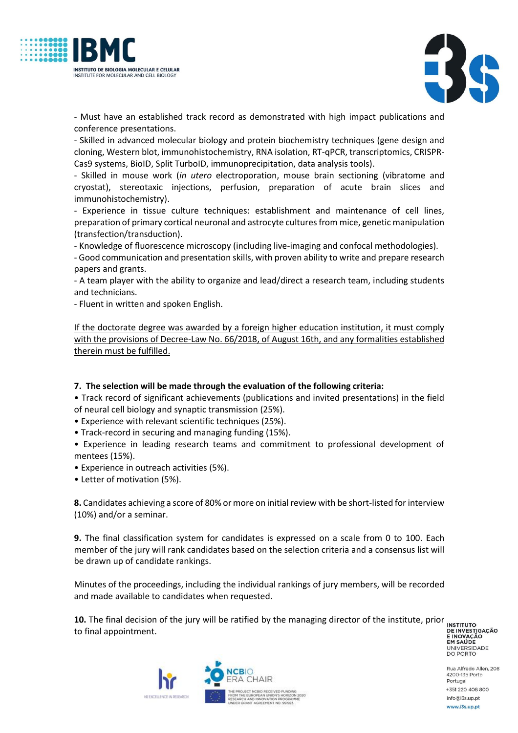- Must have an established track record as demonstrated with high impact publications and conference presentations.
- Skilled in advanced molecular biology and protein biochemistry techniques (gene design and cloning, Western blot, immunohistochemistry, RNA isolation, RT-qPCR, transcriptomics, CRISPR-Cas9 systems, BioID, Split TurboID, immunoprecipitation, data analysis tools).
- Skilled in mouse work (*in utero* electroporation, mouse brain sectioning (vibratome and cryostat), stereotaxic injections, perfusion, preparation of acute brain slices and immunohistochemistry).
- Experience in tissue culture techniques: establishment and maintenance of cell lines, preparation of primary cortical neuronal and astrocyte cultures from mice, genetic manipulation (transfection/transduction).
- Knowledge of fluorescence microscopy (including live-imaging and confocal methodologies).
- Good communication and presentation skills, with proven ability to write and prepare research papers and grants.
- A team player with the ability to organize and lead/direct a research team, including students and technicians.
- Fluent in written and spoken English.

<u>If the doctorate degree was awarded by a foreign higher education institution, it must comply with the provisions of Decree-Law No. 66/2018, of August 16th, and any formalities established therein must be fulfilled.</u>

**7. The selection will be made through the evaluation of the following criteria:**

• Track record of significant achievements (publications and invited presentations) in the field of neural cell biology and synaptic transmission (25%).
• Experience with relevant scientific techniques (25%).
• Track-record in securing and managing funding (15%).
• Experience in leading research teams and commitment to professional development of mentees (15%).
• Experience in outreach activities (5%).
• Letter of motivation (5%).

**8.** Candidates achieving a score of 80% or more on initial review with be short-listed for interview (10%) and/or a seminar.

**9.** The final classification system for candidates is expressed on a scale from 0 to 100. Each member of the jury will rank candidates based on the selection criteria and a consensus list will be drawn up of candidate rankings.

Minutes of the proceedings, including the individual rankings of jury members, will be recorded and made available to candidates when requested.

**10.** The final decision of the jury will be ratified by the managing director of the institute, prior to final appointment.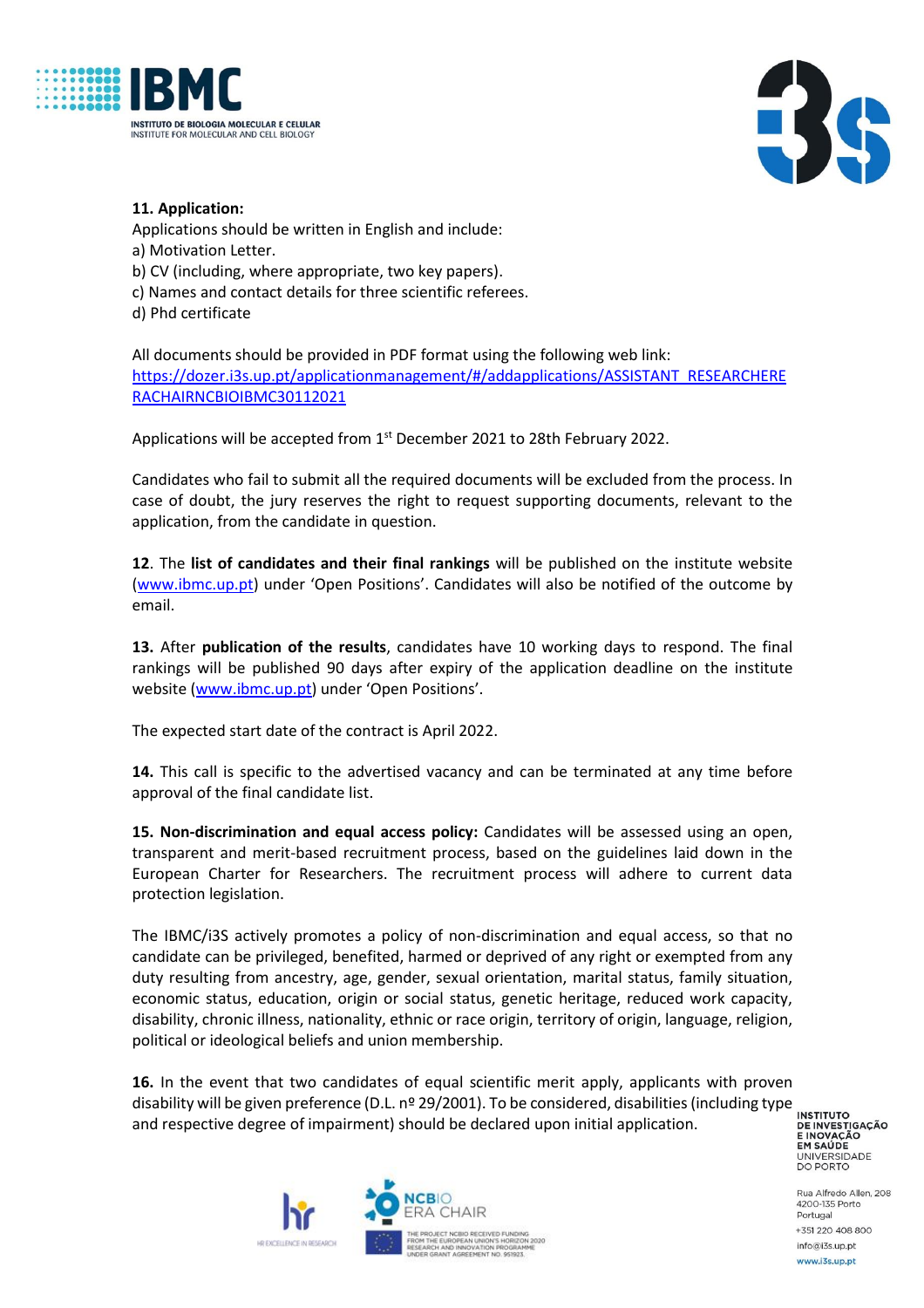**11. Application:**

Applications should be written in English and include:

a) Motivation Letter.

b) CV (including, where appropriate, two key papers).

c) Names and contact details for three scientific referees.

d) Phd certificate

All documents should be provided in PDF format using the following web link: https://dozer.i3s.up.pt/applicationmanagement/#/addapplications/ASSISTANT_RESEARCHERERACHAIRNCBIOIBMC30112021

Applications will be accepted from 1st December 2021 to 28th February 2022.

Candidates who fail to submit all the required documents will be excluded from the process. In case of doubt, the jury reserves the right to request supporting documents, relevant to the application, from the candidate in question.

**12**. The **list of candidates and their final rankings** will be published on the institute website (www.ibmc.up.pt) under 'Open Positions'. Candidates will also be notified of the outcome by email.

**13.** After **publication of the results**, candidates have 10 working days to respond. The final rankings will be published 90 days after expiry of the application deadline on the institute website (www.ibmc.up.pt) under 'Open Positions'.

The expected start date of the contract is April 2022.

**14.** This call is specific to the advertised vacancy and can be terminated at any time before approval of the final candidate list.

**15. Non-discrimination and equal access policy:** Candidates will be assessed using an open, transparent and merit-based recruitment process, based on the guidelines laid down in the European Charter for Researchers. The recruitment process will adhere to current data protection legislation.

The IBMC/i3S actively promotes a policy of non-discrimination and equal access, so that no candidate can be privileged, benefited, harmed or deprived of any right or exempted from any duty resulting from ancestry, age, gender, sexual orientation, marital status, family situation, economic status, education, origin or social status, genetic heritage, reduced work capacity, disability, chronic illness, nationality, ethnic or race origin, territory of origin, language, religion, political or ideological beliefs and union membership.

**16.** In the event that two candidates of equal scientific merit apply, applicants with proven disability will be given preference (D.L. nº 29/2001). To be considered, disabilities (including type and respective degree of impairment) should be declared upon initial application.